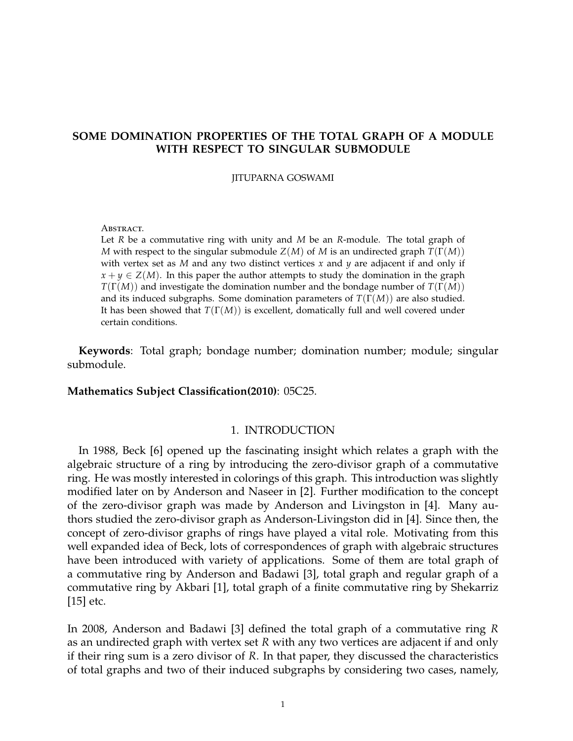# SOME DOMINATION PROPERTIES OF THE TOTAL GRAPH OF A MODULE WITH RESPECT TO SINGULAR SUBMODULE

JITUPARNA GOSWAMI

ABSTRACT.
Let $R$ be a commutative ring with unity and $M$ be an $R$-module. The total graph of $M$ with respect to the singular submodule $Z(M)$ of $M$ is an undirected graph $T(\Gamma(M))$ with vertex set as $M$ and any two distinct vertices $x$ and $y$ are adjacent if and only if $x + y \in Z(M)$. In this paper the author attempts to study the domination in the graph $T(\Gamma(M))$ and investigate the domination number and the bondage number of $T(\Gamma(M))$ and its induced subgraphs. Some domination parameters of $T(\Gamma(M))$ are also studied. It has been showed that $T(\Gamma(M))$ is excellent, domatically full and well covered under certain conditions.

**Keywords**: Total graph; bondage number; domination number; module; singular submodule.

**Mathematics Subject Classification(2010)**: 05C25.

## 1. INTRODUCTION

In 1988, Beck [6] opened up the fascinating insight which relates a graph with the algebraic structure of a ring by introducing the zero-divisor graph of a commutative ring. He was mostly interested in colorings of this graph. This introduction was slightly modified later on by Anderson and Naseer in [2]. Further modification to the concept of the zero-divisor graph was made by Anderson and Livingston in [4]. Many authors studied the zero-divisor graph as Anderson-Livingston did in [4]. Since then, the concept of zero-divisor graphs of rings have played a vital role. Motivating from this well expanded idea of Beck, lots of correspondences of graph with algebraic structures have been introduced with variety of applications. Some of them are total graph of a commutative ring by Anderson and Badawi [3], total graph and regular graph of a commutative ring by Akbari [1], total graph of a finite commutative ring by Shekarriz [15] etc.

In 2008, Anderson and Badawi [3] defined the total graph of a commutative ring $R$ as an undirected graph with vertex set $R$ with any two vertices are adjacent if and only if their ring sum is a zero divisor of $R$. In that paper, they discussed the characteristics of total graphs and two of their induced subgraphs by considering two cases, namely,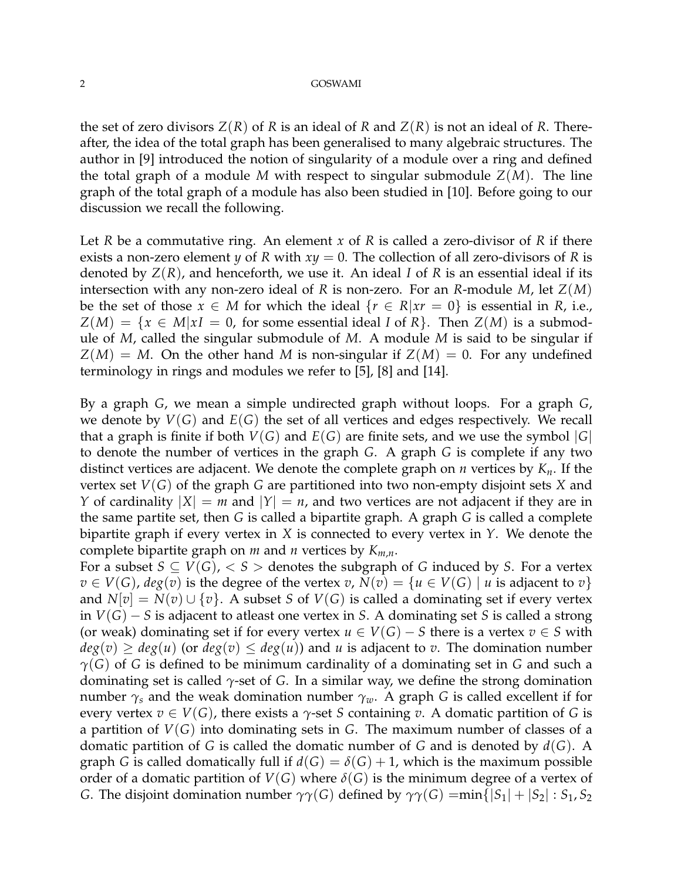the set of zero divisors $Z(R)$ of $R$ is an ideal of $R$ and $Z(R)$ is not an ideal of $R$. Thereafter, the idea of the total graph has been generalised to many algebraic structures. The author in [9] introduced the notion of singularity of a module over a ring and defined the total graph of a module $M$ with respect to singular submodule $Z(M)$. The line graph of the total graph of a module has also been studied in [10]. Before going to our discussion we recall the following.

Let $R$ be a commutative ring. An element $x$ of $R$ is called a zero-divisor of $R$ if there exists a non-zero element $y$ of $R$ with $xy = 0$. The collection of all zero-divisors of $R$ is denoted by $Z(R)$, and henceforth, we use it. An ideal $I$ of $R$ is an essential ideal if its intersection with any non-zero ideal of $R$ is non-zero. For an $R$-module $M$, let $Z(M)$ be the set of those $x \in M$ for which the ideal $\{r \in R | xr = 0\}$ is essential in $R$, i.e., $Z(M) = \{x \in M | xI = 0, \text{ for some essential ideal } I \text{ of } R\}$. Then $Z(M)$ is a submodule of $M$, called the singular submodule of $M$. A module $M$ is said to be singular if $Z(M) = M$. On the other hand $M$ is non-singular if $Z(M) = 0$. For any undefined terminology in rings and modules we refer to [5], [8] and [14].

By a graph $G$, we mean a simple undirected graph without loops. For a graph $G$, we denote by $V(G)$ and $E(G)$ the set of all vertices and edges respectively. We recall that a graph is finite if both $V(G)$ and $E(G)$ are finite sets, and we use the symbol $|G|$ to denote the number of vertices in the graph $G$. A graph $G$ is complete if any two distinct vertices are adjacent. We denote the complete graph on $n$ vertices by $K_n$. If the vertex set $V(G)$ of the graph $G$ are partitioned into two non-empty disjoint sets $X$ and $Y$ of cardinality $|X| = m$ and $|Y| = n$, and two vertices are not adjacent if they are in the same partite set, then $G$ is called a bipartite graph. A graph $G$ is called a complete bipartite graph if every vertex in $X$ is connected to every vertex in $Y$. We denote the complete bipartite graph on $m$ and $n$ vertices by $K_{m,n}$.
For a subset $S \subseteq V(G)$, $< S >$ denotes the subgraph of $G$ induced by $S$. For a vertex $v \in V(G)$, $deg(v)$ is the degree of the vertex $v$, $N(v) = \{u \in V(G) \mid u \text{ is adjacent to } v\}$ and $N[v] = N(v) \cup \{v\}$. A subset $S$ of $V(G)$ is called a dominating set if every vertex in $V(G) - S$ is adjacent to atleast one vertex in $S$. A dominating set $S$ is called a strong (or weak) dominating set if for every vertex $u \in V(G) - S$ there is a vertex $v \in S$ with $deg(v) \geq deg(u)$ (or $deg(v) \leq deg(u)$) and $u$ is adjacent to $v$. The domination number $\gamma(G)$ of $G$ is defined to be minimum cardinality of a dominating set in $G$ and such a dominating set is called $\gamma$-set of $G$. In a similar way, we define the strong domination number $\gamma_s$ and the weak domination number $\gamma_w$. A graph $G$ is called excellent if for every vertex $v \in V(G)$, there exists a $\gamma$-set $S$ containing $v$. A domatic partition of $G$ is a partition of $V(G)$ into dominating sets in $G$. The maximum number of classes of a domatic partition of $G$ is called the domatic number of $G$ and is denoted by $d(G)$. A graph $G$ is called domatically full if $d(G) = \delta(G) + 1$, which is the maximum possible order of a domatic partition of $V(G)$ where $\delta(G)$ is the minimum degree of a vertex of $G$. The disjoint domination number $\gamma\gamma(G)$ defined by $\gamma\gamma(G) = \min\{|S_1| + |S_2| : S_1, S_2$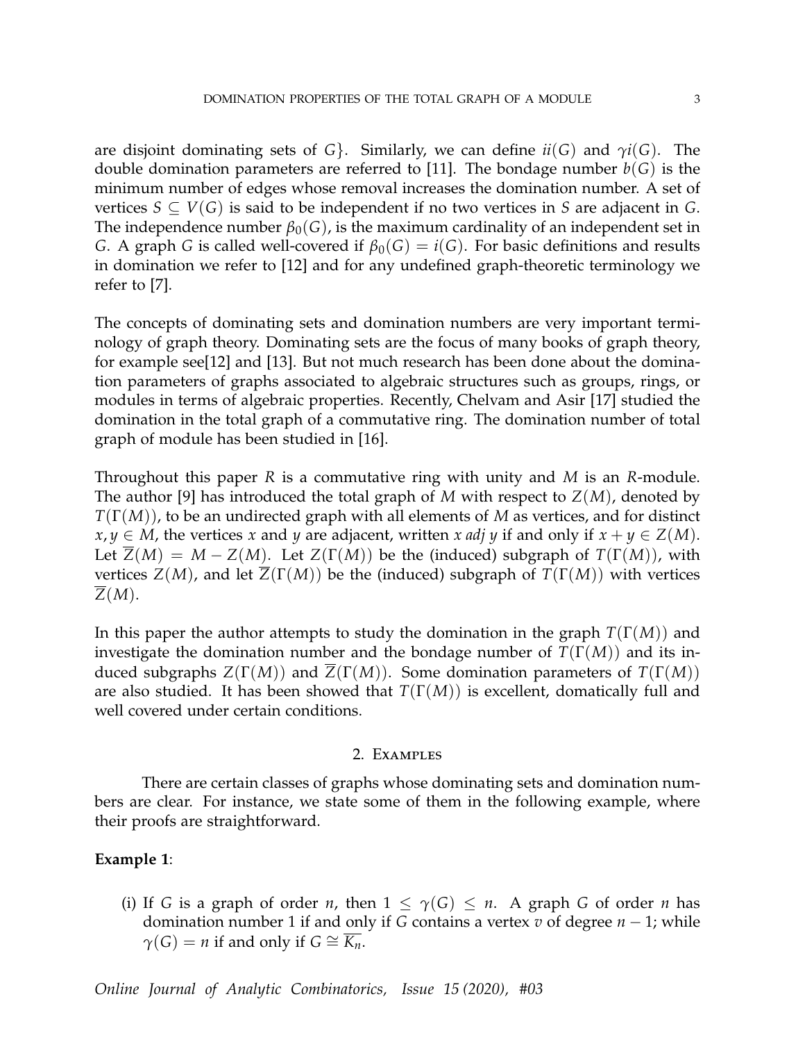are disjoint dominating sets of $G\}$. Similarly, we can define $ii(G)$ and $\gamma i(G)$. The double domination parameters are referred to [11]. The bondage number $b(G)$ is the minimum number of edges whose removal increases the domination number. A set of vertices $S \subseteq V(G)$ is said to be independent if no two vertices in $S$ are adjacent in $G$. The independence number $\beta_0(G)$, is the maximum cardinality of an independent set in $G$. A graph $G$ is called well-covered if $\beta_0(G) = i(G)$. For basic definitions and results in domination we refer to [12] and for any undefined graph-theoretic terminology we refer to [7].

The concepts of dominating sets and domination numbers are very important terminology of graph theory. Dominating sets are the focus of many books of graph theory, for example see[12] and [13]. But not much research has been done about the domination parameters of graphs associated to algebraic structures such as groups, rings, or modules in terms of algebraic properties. Recently, Chelvam and Asir [17] studied the domination in the total graph of a commutative ring. The domination number of total graph of module has been studied in [16].

Throughout this paper $R$ is a commutative ring with unity and $M$ is an $R$-module. The author [9] has introduced the total graph of $M$ with respect to $Z(M)$, denoted by $T(\Gamma(M))$, to be an undirected graph with all elements of $M$ as vertices, and for distinct $x, y \in M$, the vertices $x$ and $y$ are adjacent, written $x$ *adj* $y$ if and only if $x + y \in Z(M)$. Let $\overline{Z}(M) = M - Z(M)$. Let $Z(\Gamma(M))$ be the (induced) subgraph of $T(\Gamma(M))$, with vertices $Z(M)$, and let $\overline{Z}(\Gamma(M))$ be the (induced) subgraph of $T(\Gamma(M))$ with vertices $\overline{Z}(M)$.

In this paper the author attempts to study the domination in the graph $T(\Gamma(M))$ and investigate the domination number and the bondage number of $T(\Gamma(M))$ and its induced subgraphs $Z(\Gamma(M))$ and $\overline{Z}(\Gamma(M))$. Some domination parameters of $T(\Gamma(M))$ are also studied. It has been showed that $T(\Gamma(M))$ is excellent, domatically full and well covered under certain conditions.

## 2. Examples

There are certain classes of graphs whose dominating sets and domination numbers are clear. For instance, we state some of them in the following example, where their proofs are straightforward.

**Example 1**:

(i) If $G$ is a graph of order $n$, then $1 \leq \gamma(G) \leq n$. A graph $G$ of order $n$ has domination number 1 if and only if $G$ contains a vertex $v$ of degree $n-1$; while $\gamma(G) = n$ if and only if $G \cong \overline{K_n}$.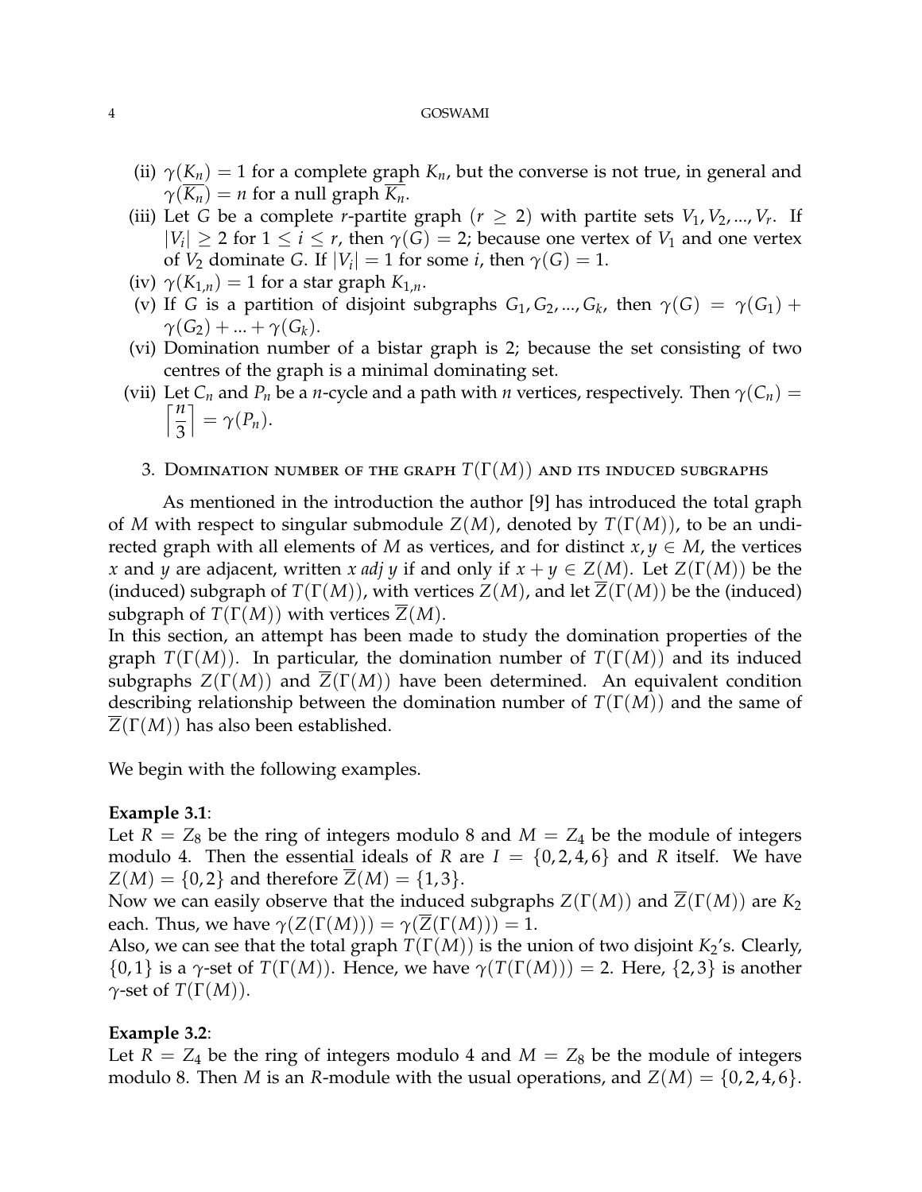(ii) $\gamma(K_n) = 1$ for a complete graph $K_n$, but the converse is not true, in general and $\gamma(\overline{K_n}) = n$ for a null graph $\overline{K_n}$.

(iii) Let $G$ be a complete $r$-partite graph $(r \geq 2)$ with partite sets $V_1, V_2, ..., V_r$. If $|V_i| \geq 2$ for $1 \leq i \leq r$, then $\gamma(G) = 2$; because one vertex of $V_1$ and one vertex of $V_2$ dominate $G$. If $|V_i| = 1$ for some $i$, then $\gamma(G) = 1$.

(iv) $\gamma(K_{1,n}) = 1$ for a star graph $K_{1,n}$.

(v) If $G$ is a partition of disjoint subgraphs $G_1, G_2, ..., G_k$, then $\gamma(G) = \gamma(G_1) + \gamma(G_2) + ... + \gamma(G_k)$.

(vi) Domination number of a bistar graph is 2; because the set consisting of two centres of the graph is a minimal dominating set.

(vii) Let $C_n$ and $P_n$ be a $n$-cycle and a path with $n$ vertices, respectively. Then $\gamma(C_n) = \left\lceil \frac{n}{3} \right\rceil = \gamma(P_n)$.

## 3. Domination number of the graph $T(\Gamma(M))$ and its induced subgraphs

As mentioned in the introduction the author [9] has introduced the total graph of $M$ with respect to singular submodule $Z(M)$, denoted by $T(\Gamma(M))$, to be an undirected graph with all elements of $M$ as vertices, and for distinct $x, y \in M$, the vertices $x$ and $y$ are adjacent, written $x$ *adj* $y$ if and only if $x + y \in Z(M)$. Let $Z(\Gamma(M))$ be the (induced) subgraph of $T(\Gamma(M))$, with vertices $Z(M)$, and let $\overline{Z}(\Gamma(M))$ be the (induced) subgraph of $T(\Gamma(M))$ with vertices $\overline{Z}(M)$.

In this section, an attempt has been made to study the domination properties of the graph $T(\Gamma(M))$. In particular, the domination number of $T(\Gamma(M))$ and its induced subgraphs $Z(\Gamma(M))$ and $\overline{Z}(\Gamma(M))$ have been determined. An equivalent condition describing relationship between the domination number of $T(\Gamma(M))$ and the same of $\overline{Z}(\Gamma(M))$ has also been established.

We begin with the following examples.

**Example 3.1**:
Let $R = Z_8$ be the ring of integers modulo 8 and $M = Z_4$ be the module of integers modulo 4. Then the essential ideals of $R$ are $I = \{0, 2, 4, 6\}$ and $R$ itself. We have $Z(M) = \{0, 2\}$ and therefore $\overline{Z}(M) = \{1, 3\}$.
Now we can easily observe that the induced subgraphs $Z(\Gamma(M))$ and $\overline{Z}(\Gamma(M))$ are $K_2$ each. Thus, we have $\gamma(Z(\Gamma(M))) = \gamma(\overline{Z}(\Gamma(M))) = 1$.
Also, we can see that the total graph $T(\Gamma(M))$ is the union of two disjoint $K_2$'s. Clearly, $\{0, 1\}$ is a $\gamma$-set of $T(\Gamma(M))$. Hence, we have $\gamma(T(\Gamma(M))) = 2$. Here, $\{2, 3\}$ is another $\gamma$-set of $T(\Gamma(M))$.

**Example 3.2**:
Let $R = Z_4$ be the ring of integers modulo 4 and $M = Z_8$ be the module of integers modulo 8. Then $M$ is an $R$-module with the usual operations, and $Z(M) = \{0, 2, 4, 6\}$.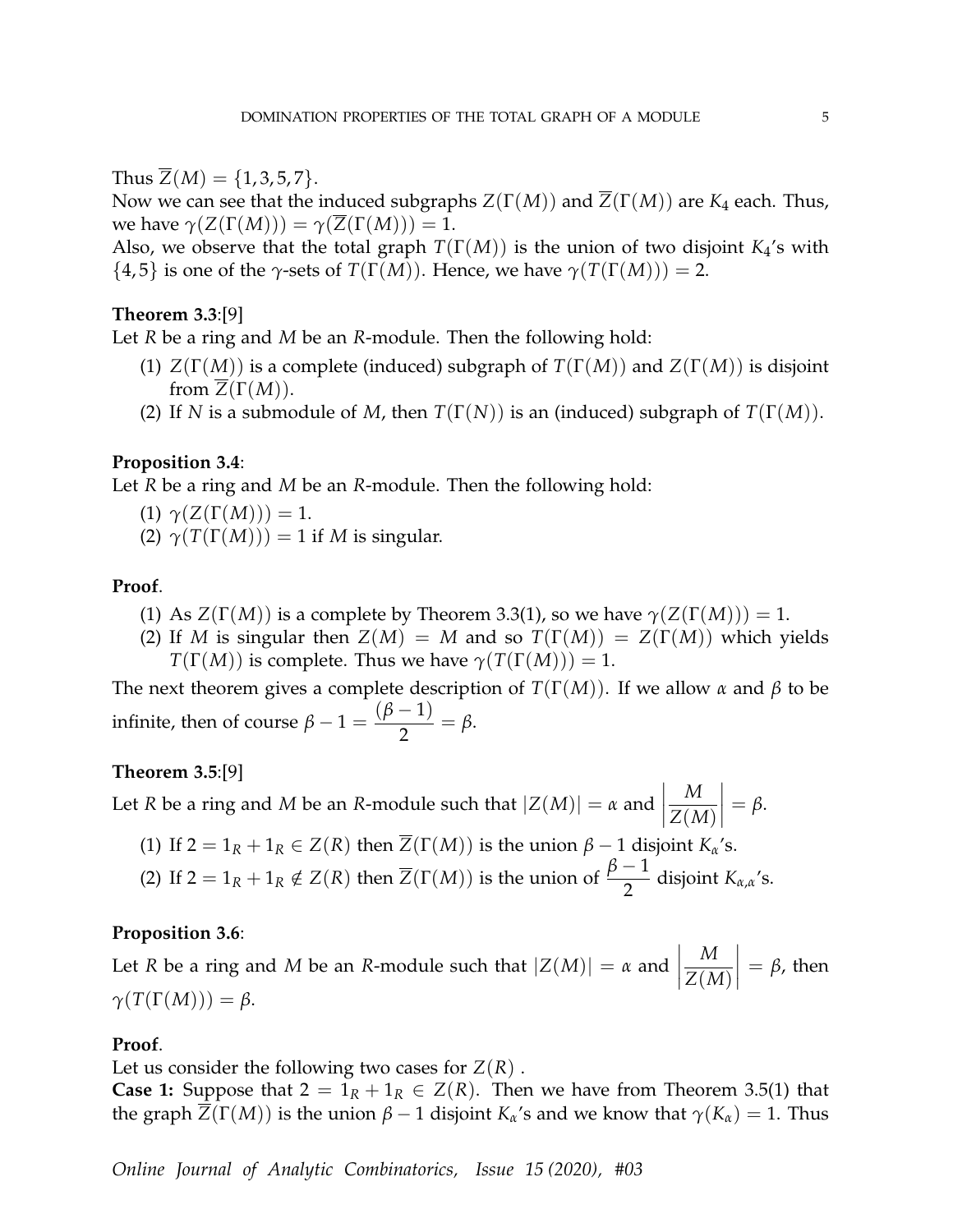Thus $\overline{Z}(M) = \{1, 3, 5, 7\}$.
Now we can see that the induced subgraphs $Z(\Gamma(M))$ and $\overline{Z}(\Gamma(M))$ are $K_4$ each. Thus, we have $\gamma(Z(\Gamma(M))) = \gamma(\overline{Z}(\Gamma(M))) = 1$.
Also, we observe that the total graph $T(\Gamma(M))$ is the union of two disjoint $K_4$'s with $\{4, 5\}$ is one of the $\gamma$-sets of $T(\Gamma(M))$. Hence, we have $\gamma(T(\Gamma(M))) = 2$.

**Theorem 3.3**:[9]
Let $R$ be a ring and $M$ be an $R$-module. Then the following hold:

1. $Z(\Gamma(M))$ is a complete (induced) subgraph of $T(\Gamma(M))$ and $Z(\Gamma(M))$ is disjoint from $\overline{Z}(\Gamma(M))$.
2. If $N$ is a submodule of $M$, then $T(\Gamma(N))$ is an (induced) subgraph of $T(\Gamma(M))$.

**Proposition 3.4**:
Let $R$ be a ring and $M$ be an $R$-module. Then the following hold:

1. $\gamma(Z(\Gamma(M))) = 1$.
2. $\gamma(T(\Gamma(M))) = 1$ if $M$ is singular.

**Proof**.

1. As $Z(\Gamma(M))$ is a complete by Theorem 3.3(1), so we have $\gamma(Z(\Gamma(M))) = 1$.
2. If $M$ is singular then $Z(M) = M$ and so $T(\Gamma(M)) = Z(\Gamma(M))$ which yields $T(\Gamma(M))$ is complete. Thus we have $\gamma(T(\Gamma(M))) = 1$.

The next theorem gives a complete description of $T(\Gamma(M))$. If we allow $\alpha$ and $\beta$ to be infinite, then of course $\beta - 1 = \dfrac{(\beta - 1)}{2} = \beta$.

**Theorem 3.5**:[9]
Let $R$ be a ring and $M$ be an $R$-module such that $|Z(M)| = \alpha$ and $\left|\dfrac{M}{Z(M)}\right| = \beta$.

1. If $2 = 1_R + 1_R \in Z(R)$ then $\overline{Z}(\Gamma(M))$ is the union $\beta - 1$ disjoint $K_\alpha$'s.
2. If $2 = 1_R + 1_R \notin Z(R)$ then $\overline{Z}(\Gamma(M))$ is the union of $\dfrac{\beta - 1}{2}$ disjoint $K_{\alpha,\alpha}$'s.

**Proposition 3.6**:
Let $R$ be a ring and $M$ be an $R$-module such that $|Z(M)| = \alpha$ and $\left|\dfrac{M}{Z(M)}\right| = \beta$, then $\gamma(T(\Gamma(M))) = \beta$.

**Proof**.
Let us consider the following two cases for $Z(R)$ .
**Case 1:** Suppose that $2 = 1_R + 1_R \in Z(R)$. Then we have from Theorem 3.5(1) that the graph $\overline{Z}(\Gamma(M))$ is the union $\beta - 1$ disjoint $K_\alpha$'s and we know that $\gamma(K_\alpha) = 1$. Thus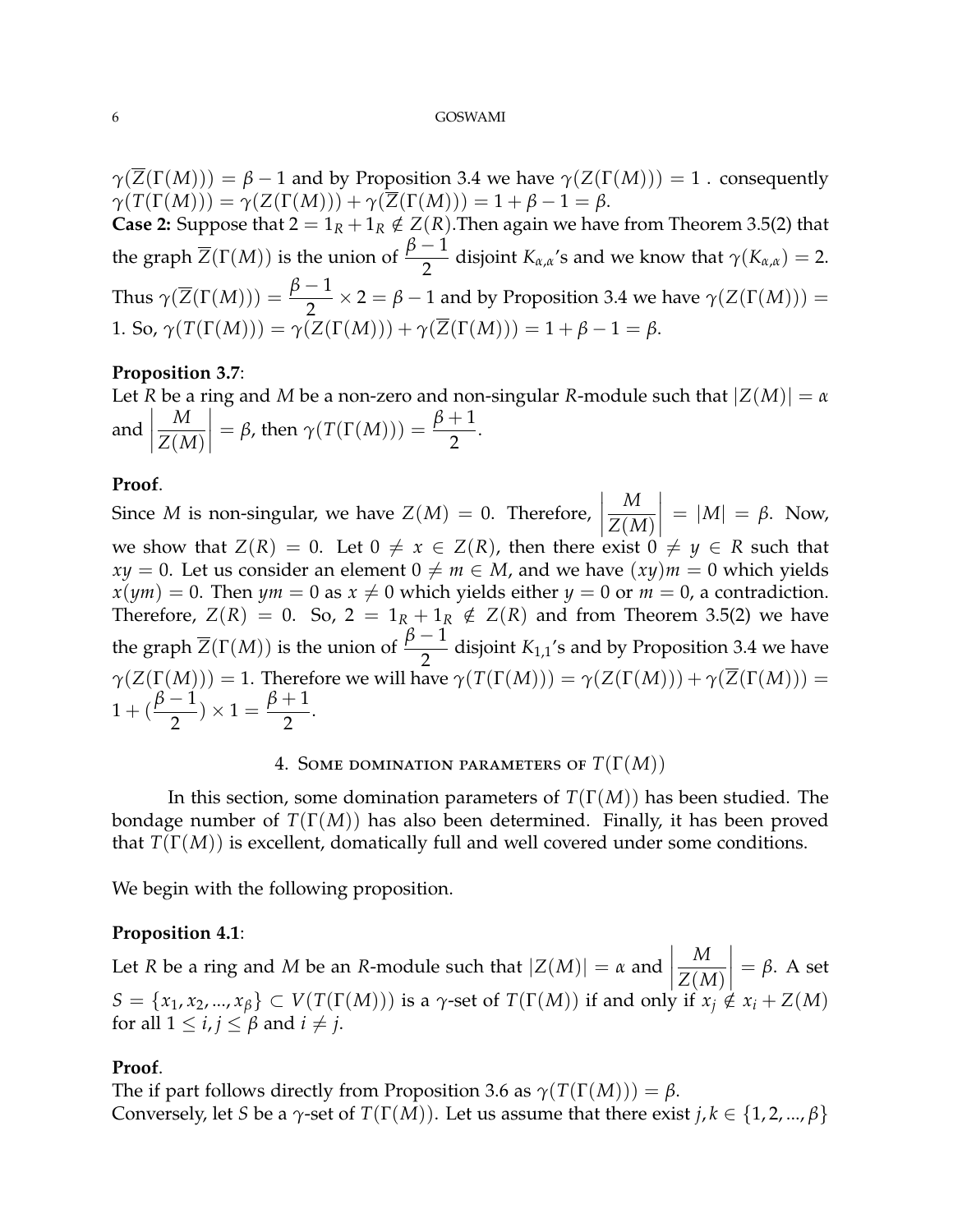$\gamma(\overline{Z}(\Gamma(M))) = \beta - 1$ and by Proposition 3.4 we have $\gamma(Z(\Gamma(M))) = 1$ . consequently $\gamma(T(\Gamma(M))) = \gamma(Z(\Gamma(M))) + \gamma(\overline{Z}(\Gamma(M))) = 1 + \beta - 1 = \beta$.

**Case 2:** Suppose that $2 = 1_R + 1_R \notin Z(R)$.Then again we have from Theorem 3.5(2) that the graph $\overline{Z}(\Gamma(M))$ is the union of $\dfrac{\beta-1}{2}$ disjoint $K_{\alpha,\alpha}$'s and we know that $\gamma(K_{\alpha,\alpha}) = 2$. Thus $\gamma(\overline{Z}(\Gamma(M))) = \dfrac{\beta-1}{2} \times 2 = \beta - 1$ and by Proposition 3.4 we have $\gamma(Z(\Gamma(M))) = 1$. So, $\gamma(T(\Gamma(M))) = \gamma(Z(\Gamma(M))) + \gamma(\overline{Z}(\Gamma(M))) = 1 + \beta - 1 = \beta$.

**Proposition 3.7**:
Let $R$ be a ring and $M$ be a non-zero and non-singular $R$-module such that $|Z(M)| = \alpha$ and $\left|\dfrac{M}{Z(M)}\right| = \beta$, then $\gamma(T(\Gamma(M))) = \dfrac{\beta+1}{2}$.

**Proof**.
Since $M$ is non-singular, we have $Z(M) = 0$. Therefore, $\left|\dfrac{M}{Z(M)}\right| = |M| = \beta$. Now, we show that $Z(R) = 0$. Let $0 \neq x \in Z(R)$, then there exist $0 \neq y \in R$ such that $xy = 0$. Let us consider an element $0 \neq m \in M$, and we have $(xy)m = 0$ which yields $x(ym) = 0$. Then $ym = 0$ as $x \neq 0$ which yields either $y = 0$ or $m = 0$, a contradiction. Therefore, $Z(R) = 0$. So, $2 = 1_R + 1_R \notin Z(R)$ and from Theorem 3.5(2) we have the graph $\overline{Z}(\Gamma(M))$ is the union of $\dfrac{\beta-1}{2}$ disjoint $K_{1,1}$'s and by Proposition 3.4 we have $\gamma(Z(\Gamma(M))) = 1$. Therefore we will have $\gamma(T(\Gamma(M))) = \gamma(Z(\Gamma(M))) + \gamma(\overline{Z}(\Gamma(M))) = 1 + (\dfrac{\beta-1}{2}) \times 1 = \dfrac{\beta+1}{2}$.

## 4. Some domination parameters of $T(\Gamma(M))$

In this section, some domination parameters of $T(\Gamma(M))$ has been studied. The bondage number of $T(\Gamma(M))$ has also been determined. Finally, it has been proved that $T(\Gamma(M))$ is excellent, domatically full and well covered under some conditions.

We begin with the following proposition.

**Proposition 4.1**:
Let $R$ be a ring and $M$ be an $R$-module such that $|Z(M)| = \alpha$ and $\left|\dfrac{M}{Z(M)}\right| = \beta$. A set $S = \{x_1, x_2, ..., x_\beta\} \subset V(T(\Gamma(M)))$ is a $\gamma$-set of $T(\Gamma(M))$ if and only if $x_j \notin x_i + Z(M)$ for all $1 \leq i, j \leq \beta$ and $i \neq j$.

**Proof**.
The if part follows directly from Proposition 3.6 as $\gamma(T(\Gamma(M))) = \beta$.
Conversely, let $S$ be a $\gamma$-set of $T(\Gamma(M))$. Let us assume that there exist $j, k \in \{1, 2, ..., \beta\}$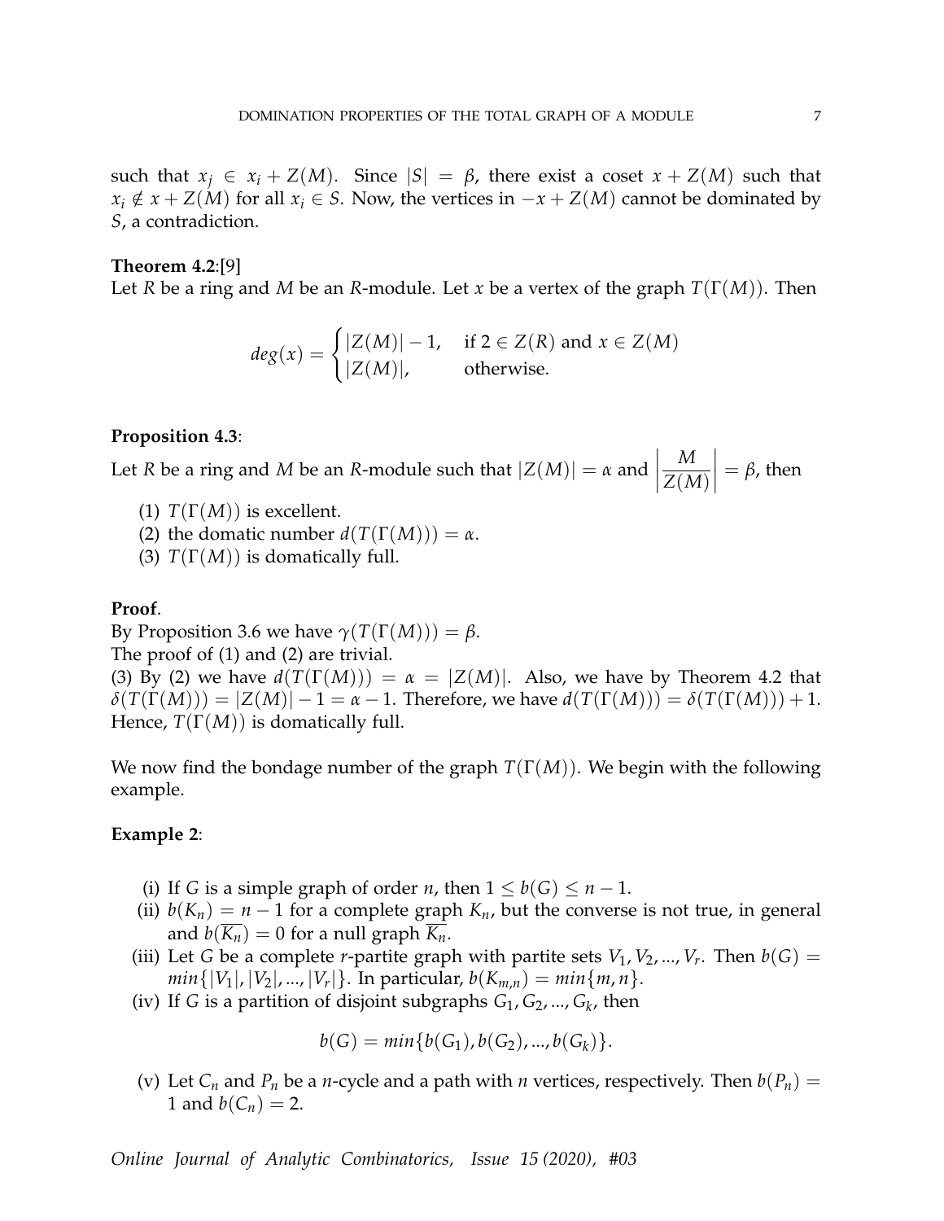such that $x_j \in x_i + Z(M)$. Since $|S| = \beta$, there exist a coset $x + Z(M)$ such that $x_i \notin x + Z(M)$ for all $x_i \in S$. Now, the vertices in $-x + Z(M)$ cannot be dominated by $S$, a contradiction.

**Theorem 4.2**:[9]
Let $R$ be a ring and $M$ be an $R$-module. Let $x$ be a vertex of the graph $T(\Gamma(M))$. Then

$$deg(x) = \begin{cases} |Z(M)| - 1, & \text{if } 2 \in Z(R) \text{ and } x \in Z(M) \\ |Z(M)|, & \text{otherwise.} \end{cases}$$

**Proposition 4.3**:
Let $R$ be a ring and $M$ be an $R$-module such that $|Z(M)| = \alpha$ and $\left|\dfrac{M}{Z(M)}\right| = \beta$, then

(1) $T(\Gamma(M))$ is excellent.
(2) the domatic number $d(T(\Gamma(M))) = \alpha$.
(3) $T(\Gamma(M))$ is domatically full.

**Proof**.
By Proposition 3.6 we have $\gamma(T(\Gamma(M))) = \beta$.
The proof of (1) and (2) are trivial.
(3) By (2) we have $d(T(\Gamma(M))) = \alpha = |Z(M)|$. Also, we have by Theorem 4.2 that $\delta(T(\Gamma(M))) = |Z(M)| - 1 = \alpha - 1$. Therefore, we have $d(T(\Gamma(M))) = \delta(T(\Gamma(M))) + 1$. Hence, $T(\Gamma(M))$ is domatically full.

We now find the bondage number of the graph $T(\Gamma(M))$. We begin with the following example.

**Example 2**:

(i) If $G$ is a simple graph of order $n$, then $1 \leq b(G) \leq n - 1$.
(ii) $b(K_n) = n - 1$ for a complete graph $K_n$, but the converse is not true, in general and $b(\overline{K_n}) = 0$ for a null graph $\overline{K_n}$.
(iii) Let $G$ be a complete $r$-partite graph with partite sets $V_1, V_2, ..., V_r$. Then $b(G) = min\{|V_1|, |V_2|, ..., |V_r|\}$. In particular, $b(K_{m,n}) = min\{m, n\}$.
(iv) If $G$ is a partition of disjoint subgraphs $G_1, G_2, ..., G_k$, then

$$b(G) = min\{b(G_1), b(G_2), ..., b(G_k)\}.$$

(v) Let $C_n$ and $P_n$ be a $n$-cycle and a path with $n$ vertices, respectively. Then $b(P_n) = 1$ and $b(C_n) = 2$.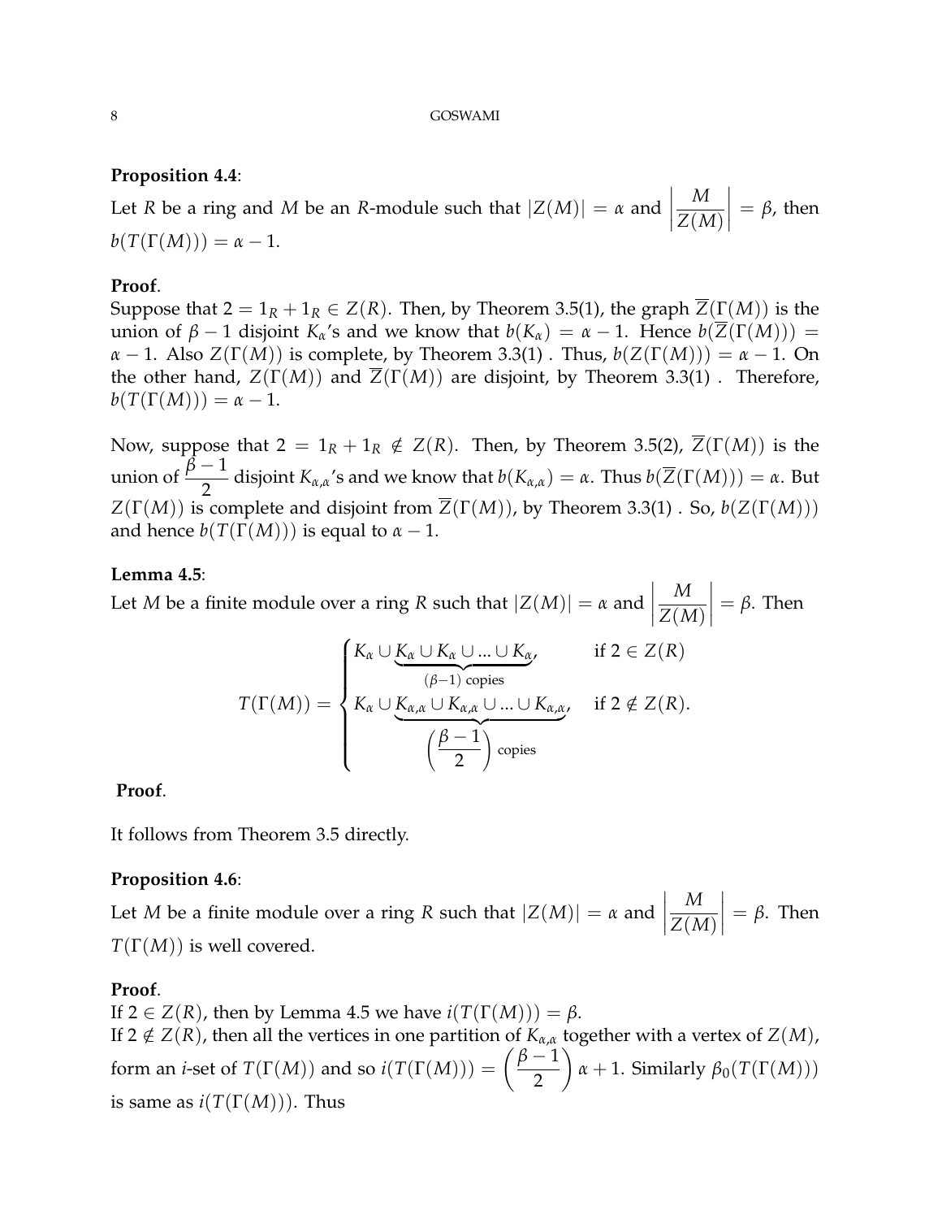**Proposition 4.4**:
Let $R$ be a ring and $M$ be an $R$-module such that $|Z(M)| = \alpha$ and $\left|\dfrac{M}{Z(M)}\right| = \beta$, then $b(T(\Gamma(M))) = \alpha - 1$.

**Proof**.
Suppose that $2 = 1_R + 1_R \in Z(R)$. Then, by Theorem 3.5(1), the graph $\overline{Z}(\Gamma(M))$ is the union of $\beta - 1$ disjoint $K_\alpha$'s and we know that $b(K_\alpha) = \alpha - 1$. Hence $b(\overline{Z}(\Gamma(M))) = \alpha - 1$. Also $Z(\Gamma(M))$ is complete, by Theorem 3.3(1) . Thus, $b(Z(\Gamma(M))) = \alpha - 1$. On the other hand, $Z(\Gamma(M))$ and $\overline{Z}(\Gamma(M))$ are disjoint, by Theorem 3.3(1) . Therefore, $b(T(\Gamma(M))) = \alpha - 1$.

Now, suppose that $2 = 1_R + 1_R \notin Z(R)$. Then, by Theorem 3.5(2), $\overline{Z}(\Gamma(M))$ is the union of $\dfrac{\beta - 1}{2}$ disjoint $K_{\alpha,\alpha}$'s and we know that $b(K_{\alpha,\alpha}) = \alpha$. Thus $b(\overline{Z}(\Gamma(M))) = \alpha$. But $Z(\Gamma(M))$ is complete and disjoint from $\overline{Z}(\Gamma(M))$, by Theorem 3.3(1) . So, $b(Z(\Gamma(M)))$ and hence $b(T(\Gamma(M)))$ is equal to $\alpha - 1$.

**Lemma 4.5**:
Let $M$ be a finite module over a ring $R$ such that $|Z(M)| = \alpha$ and $\left|\dfrac{M}{Z(M)}\right| = \beta$. Then

$$T(\Gamma(M)) = \begin{cases} K_\alpha \cup \underbrace{K_\alpha \cup K_\alpha \cup \ldots \cup K_\alpha}_{(\beta-1) \text{ copies}}, & \text{if } 2 \in Z(R) \\ K_\alpha \cup \underbrace{K_{\alpha,\alpha} \cup K_{\alpha,\alpha} \cup \ldots \cup K_{\alpha,\alpha}}_{\left(\frac{\beta-1}{2}\right) \text{ copies}}, & \text{if } 2 \notin Z(R). \end{cases}$$

**Proof**.

It follows from Theorem 3.5 directly.

**Proposition 4.6**:
Let $M$ be a finite module over a ring $R$ such that $|Z(M)| = \alpha$ and $\left|\dfrac{M}{Z(M)}\right| = \beta$. Then $T(\Gamma(M))$ is well covered.

**Proof**.
If $2 \in Z(R)$, then by Lemma 4.5 we have $i(T(\Gamma(M))) = \beta$.
If $2 \notin Z(R)$, then all the vertices in one partition of $K_{\alpha,\alpha}$ together with a vertex of $Z(M)$, form an $i$-set of $T(\Gamma(M))$ and so $i(T(\Gamma(M))) = \left(\dfrac{\beta - 1}{2}\right)\alpha + 1$. Similarly $\beta_0(T(\Gamma(M)))$ is same as $i(T(\Gamma(M)))$. Thus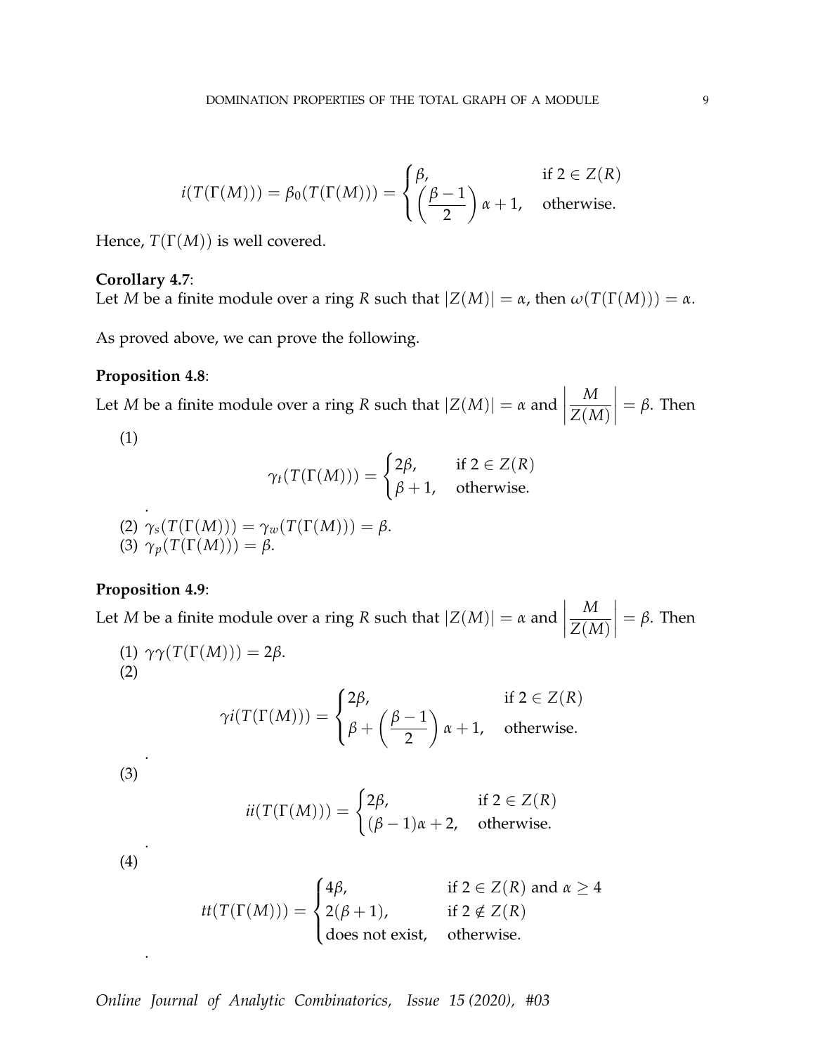$$i(T(\Gamma(M))) = \beta_0(T(\Gamma(M))) = \begin{cases} \beta, & \text{if } 2 \in Z(R) \\ \left(\dfrac{\beta-1}{2}\right)\alpha + 1, & \text{otherwise.} \end{cases}$$

Hence, $T(\Gamma(M))$ is well covered.

**Corollary 4.7**:
Let $M$ be a finite module over a ring $R$ such that $|Z(M)| = \alpha$, then $\omega(T(\Gamma(M))) = \alpha$.

As proved above, we can prove the following.

**Proposition 4.8**:
Let $M$ be a finite module over a ring $R$ such that $|Z(M)| = \alpha$ and $\left|\dfrac{M}{Z(M)}\right| = \beta$. Then

(1)

$$\gamma_t(T(\Gamma(M))) = \begin{cases} 2\beta, & \text{if } 2 \in Z(R) \\ \beta + 1, & \text{otherwise.} \end{cases}$$

.

(2) $\gamma_s(T(\Gamma(M))) = \gamma_w(T(\Gamma(M))) = \beta$.
(3) $\gamma_p(T(\Gamma(M))) = \beta$.

**Proposition 4.9**:
Let $M$ be a finite module over a ring $R$ such that $|Z(M)| = \alpha$ and $\left|\dfrac{M}{Z(M)}\right| = \beta$. Then

(1) $\gamma\gamma(T(\Gamma(M))) = 2\beta$.
(2)

$$\gamma i(T(\Gamma(M))) = \begin{cases} 2\beta, & \text{if } 2 \in Z(R) \\ \beta + \left(\dfrac{\beta-1}{2}\right)\alpha + 1, & \text{otherwise.} \end{cases}$$

.

(3)

$$ii(T(\Gamma(M))) = \begin{cases} 2\beta, & \text{if } 2 \in Z(R) \\ (\beta-1)\alpha + 2, & \text{otherwise.} \end{cases}$$

.

(4)

$$tt(T(\Gamma(M))) = \begin{cases} 4\beta, & \text{if } 2 \in Z(R) \text{ and } \alpha \geq 4 \\ 2(\beta+1), & \text{if } 2 \notin Z(R) \\ \text{does not exist,} & \text{otherwise.} \end{cases}$$

.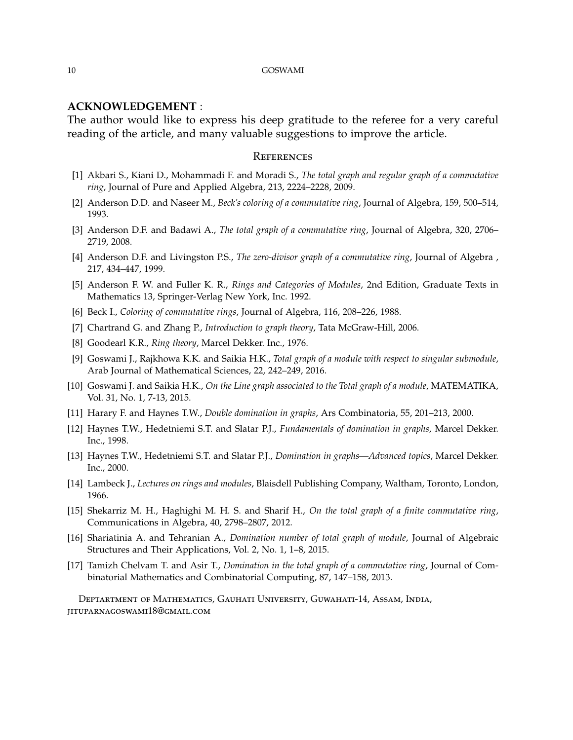**ACKNOWLEDGEMENT** :

The author would like to express his deep gratitude to the referee for a very careful reading of the article, and many valuable suggestions to improve the article.

## References

[1] Akbari S., Kiani D., Mohammadi F. and Moradi S., *The total graph and regular graph of a commutative ring*, Journal of Pure and Applied Algebra, 213, 2224–2228, 2009.

[2] Anderson D.D. and Naseer M., *Beck's coloring of a commutative ring*, Journal of Algebra, 159, 500–514, 1993.

[3] Anderson D.F. and Badawi A., *The total graph of a commutative ring*, Journal of Algebra, 320, 2706–2719, 2008.

[4] Anderson D.F. and Livingston P.S., *The zero-divisor graph of a commutative ring*, Journal of Algebra , 217, 434–447, 1999.

[5] Anderson F. W. and Fuller K. R., *Rings and Categories of Modules*, 2nd Edition, Graduate Texts in Mathematics 13, Springer-Verlag New York, Inc. 1992.

[6] Beck I., *Coloring of commutative rings*, Journal of Algebra, 116, 208–226, 1988.

[7] Chartrand G. and Zhang P., *Introduction to graph theory*, Tata McGraw-Hill, 2006.

[8] Goodearl K.R., *Ring theory*, Marcel Dekker. Inc., 1976.

[9] Goswami J., Rajkhowa K.K. and Saikia H.K., *Total graph of a module with respect to singular submodule*, Arab Journal of Mathematical Sciences, 22, 242–249, 2016.

[10] Goswami J. and Saikia H.K., *On the Line graph associated to the Total graph of a module*, MATEMATIKA, Vol. 31, No. 1, 7-13, 2015.

[11] Harary F. and Haynes T.W., *Double domination in graphs*, Ars Combinatoria, 55, 201–213, 2000.

[12] Haynes T.W., Hedetniemi S.T. and Slatar P.J., *Fundamentals of domination in graphs*, Marcel Dekker. Inc., 1998.

[13] Haynes T.W., Hedetniemi S.T. and Slatar P.J., *Domination in graphs—Advanced topics*, Marcel Dekker. Inc., 2000.

[14] Lambeck J., *Lectures on rings and modules*, Blaisdell Publishing Company, Waltham, Toronto, London, 1966.

[15] Shekarriz M. H., Haghighi M. H. S. and Sharif H., *On the total graph of a finite commutative ring*, Communications in Algebra, 40, 2798–2807, 2012.

[16] Shariatinia A. and Tehranian A., *Domination number of total graph of module*, Journal of Algebraic Structures and Their Applications, Vol. 2, No. 1, 1–8, 2015.

[17] Tamizh Chelvam T. and Asir T., *Domination in the total graph of a commutative ring*, Journal of Combinatorial Mathematics and Combinatorial Computing, 87, 147–158, 2013.

Deptartment of Mathematics, Gauhati University, Guwahati-14, Assam, India,
jituparnagoswami18@gmail.com